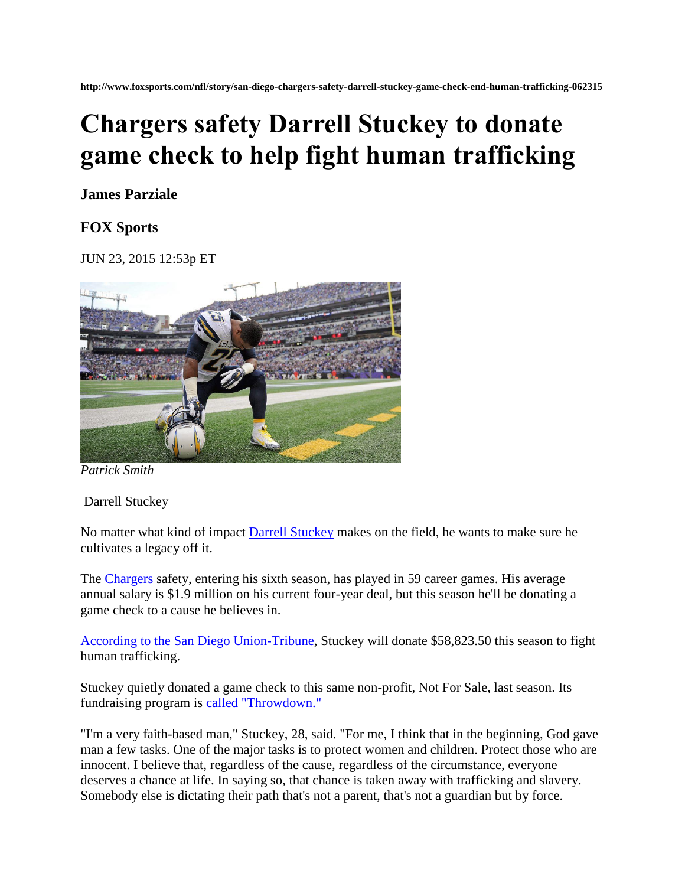http://www.foxsports.com/nfl/story/san-diego-chargers-safety-darrell-stuckey-game-check-end-human-trafficking-062315

# Chargers safety Darrell Stuckey to donate game check to help fight human trafficking

**James Parziale**

**FOX Sports**

JUN 23, 2015 12:53p ET

*Patrick Smith*

Darrell Stuckey

No matter what kind of impact Darrell Stuckey makes on the field, he wants to make sure he cultivates a legacy off it.

The Chargers safety, entering his sixth season, has played in 59 career games. His average annual salary is $1.9 million on his current four-year deal, but this season he'll be donating a game check to a cause he believes in.

According to the San Diego Union-Tribune, Stuckey will donate $58,823.50 this season to fight human trafficking.

Stuckey quietly donated a game check to this same non-profit, Not For Sale, last season. Its fundraising program is called "Throwdown."

"I'm a very faith-based man," Stuckey, 28, said. "For me, I think that in the beginning, God gave man a few tasks. One of the major tasks is to protect women and children. Protect those who are innocent. I believe that, regardless of the cause, regardless of the circumstance, everyone deserves a chance at life. In saying so, that chance is taken away with trafficking and slavery. Somebody else is dictating their path that's not a parent, that's not a guardian but by force.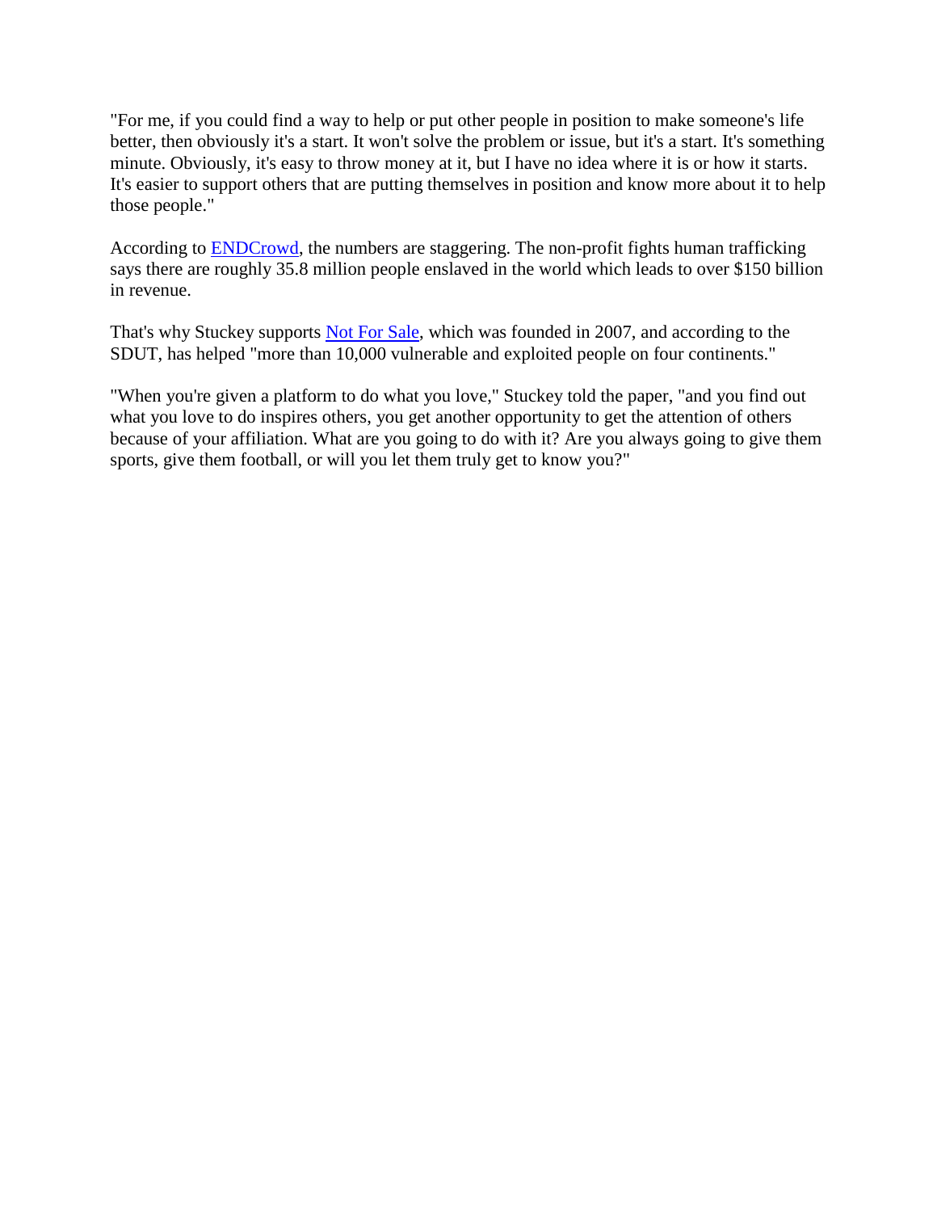"For me, if you could find a way to help or put other people in position to make someone's life better, then obviously it's a start. It won't solve the problem or issue, but it's a start. It's something minute. Obviously, it's easy to throw money at it, but I have no idea where it is or how it starts. It's easier to support others that are putting themselves in position and know more about it to help those people."

According to ENDCrowd, the numbers are staggering. The non-profit fights human trafficking says there are roughly 35.8 million people enslaved in the world which leads to over $150 billion in revenue.

That's why Stuckey supports Not For Sale, which was founded in 2007, and according to the SDUT, has helped "more than 10,000 vulnerable and exploited people on four continents."

"When you're given a platform to do what you love," Stuckey told the paper, "and you find out what you love to do inspires others, you get another opportunity to get the attention of others because of your affiliation. What are you going to do with it? Are you always going to give them sports, give them football, or will you let them truly get to know you?"